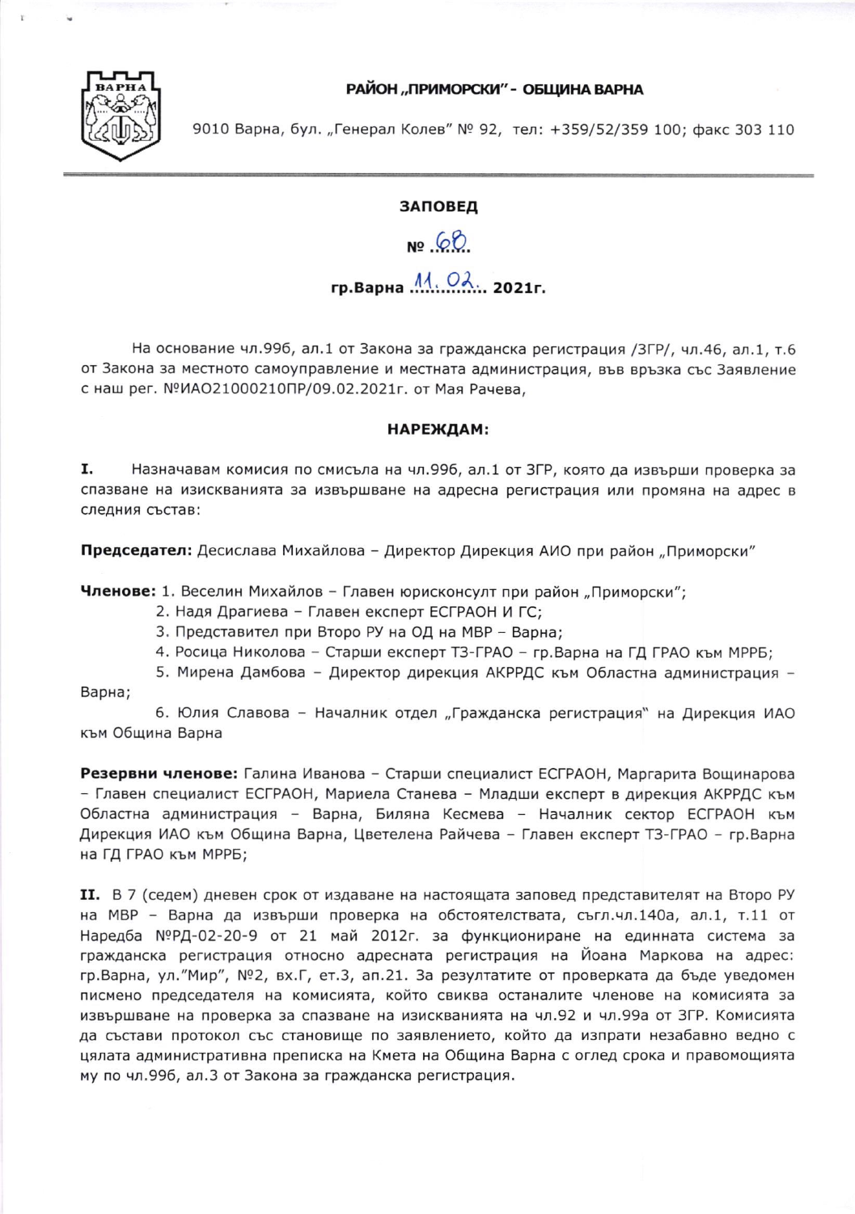**РАЙОН „ПРИМОРСКИ" - ОБЩИНА ВАРНА**

9010 Варна, бул. „Генерал Колев" № 92, тел: +359/52/359 100; факс 303 110

---

## ЗАПОВЕД

**№ 68**

**гр.Варна 11.02. 2021г.**

На основание чл.99б, ал.1 от Закона за гражданска регистрация /ЗГР/, чл.46, ал.1, т.6 от Закона за местното самоуправление и местната администрация, във връзка със Заявление с наш рег. №ИАО21000210ПР/09.02.2021г. от Мая Рачева,

**НАРЕЖДАМ:**

**I.** Назначавам комисия по смисъла на чл.99б, ал.1 от ЗГР, която да извърши проверка за спазване на изискванията за извършване на адресна регистрация или промяна на адрес в следния състав:

**Председател:** Десислава Михайлова – Директор Дирекция АИО при район „Приморски"

**Членове:** 1. Веселин Михайлов – Главен юрисконсулт при район „Приморски";
2. Надя Драгиева – Главен експерт ЕСГРАОН И ГС;
3. Представител при Второ РУ на ОД на МВР – Варна;
4. Росица Николова – Старши експерт ТЗ-ГРАО – гр.Варна на ГД ГРАО към МРРБ;
5. Мирена Дамбова – Директор дирекция АКРРДС към Областна администрация – Варна;
6. Юлия Славова – Началник отдел „Гражданска регистрация" на Дирекция ИАО към Община Варна

**Резервни членове:** Галина Иванова – Старши специалист ЕСГРАОН, Маргарита Вощинарова – Главен специалист ЕСГРАОН, Мариела Станева – Младши експерт в дирекция АКРРДС към Областна администрация – Варна, Биляна Кесмева – Началник сектор ЕСГРАОН към Дирекция ИАО към Община Варна, Цветелена Райчева – Главен експерт ТЗ-ГРАО – гр.Варна на ГД ГРАО към МРРБ;

**II.** В 7 (седем) дневен срок от издаване на настоящата заповед представителят на Второ РУ на МВР – Варна да извърши проверка на обстоятелствата, съгл.чл.140а, ал.1, т.11 от Наредба №РД-02-20-9 от 21 май 2012г. за функциониране на единната система за гражданска регистрация относно адресната регистрация на Йоана Маркова на адрес: гр.Варна, ул."Мир", №2, вх.Г, ет.3, ап.21. За резултатите от проверката да бъде уведомен писмено председателя на комисията, който свиква останалите членове на комисията за извършване на проверка за спазване на изискванията на чл.92 и чл.99а от ЗГР. Комисията да състави протокол със становище по заявлението, който да изпрати незабавно ведно с цялата административна преписка на Кмета на Община Варна с оглед срока и правомощията му по чл.99б, ал.3 от Закона за гражданска регистрация.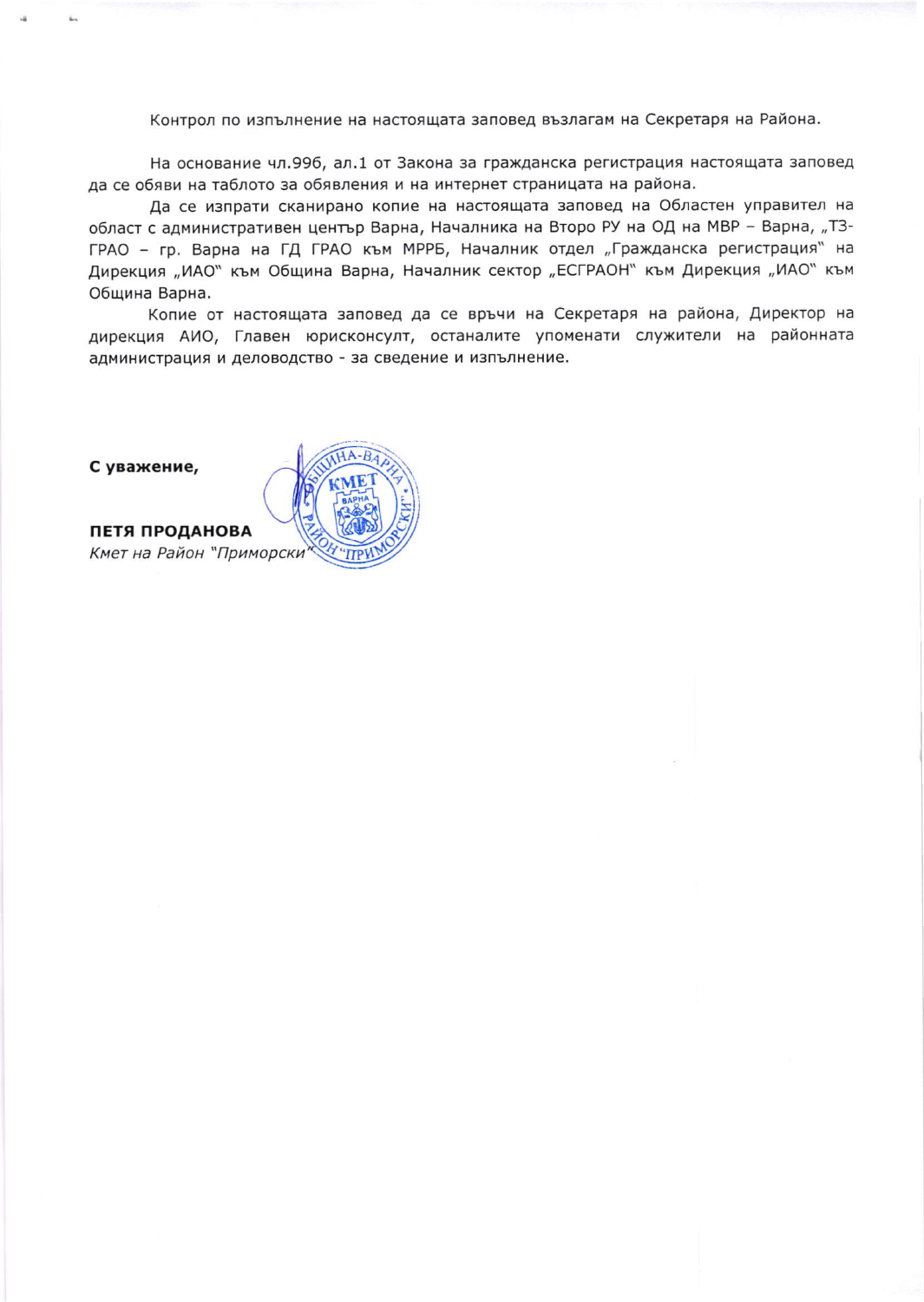Контрол по изпълнение на настоящата заповед възлагам на Секретаря на Района.

На основание чл.99б, ал.1 от Закона за гражданска регистрация настоящата заповед да се обяви на таблото за обявления и на интернет страницата на района.

Да се изпрати сканирано копие на настоящата заповед на Областен управител на област с административен център Варна, Началника на Второ РУ на ОД на МВР – Варна, „ТЗ-ГРАО – гр. Варна на ГД ГРАО към МРРБ, Началник отдел „Гражданска регистрация" на Дирекция „ИАО" към Община Варна, Началник сектор „ЕСГРАОН" към Дирекция „ИАО" към Община Варна.

Копие от настоящата заповед да се връчи на Секретаря на района, Директор на дирекция АИО, Главен юрисконсулт, останалите упоменати служители на районната администрация и деловодство - за сведение и изпълнение.

**С уважение,**

**ПЕТЯ ПРОДАНОВА**
*Кмет на Район "Приморски"*